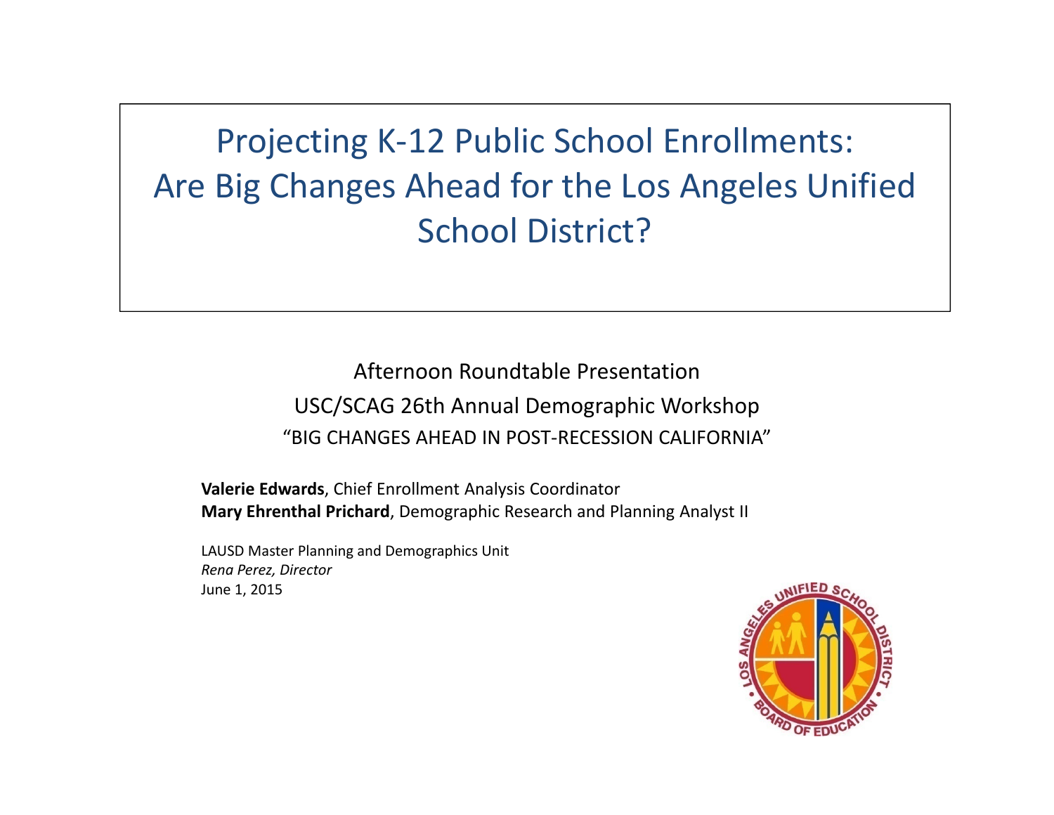# Projecting K-12 Public School Enrollments: Are Big Changes Ahead for the Los Angeles Unified School District?

Afternoon Roundtable Presentation

USC/SCAG 26th Annual Demographic Workshop

"BIG CHANGES AHEAD IN POST-RECESSION CALIFORNIA"

**Valerie Edwards**, Chief Enrollment Analysis Coordinator
**Mary Ehrenthal Prichard**, Demographic Research and Planning Analyst II

LAUSD Master Planning and Demographics Unit
*Rena Perez, Director*
June 1, 2015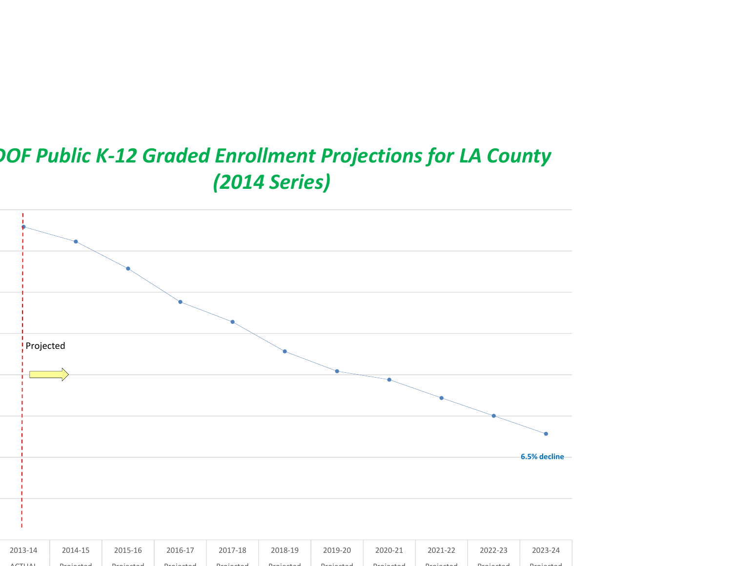# DOF Public K-12 Graded Enrollment Projections for LA County (2014 Series)

Projected

6.5% decline

| 2013-14 | 2014-15 | 2015-16 | 2016-17 | 2017-18 | 2018-19 | 2019-20 | 2020-21 | 2021-22 | 2022-23 | 2023-24 |
|---|---|---|---|---|---|---|---|---|---|---|
| ACTUAL | Projected | Projected | Projected | Projected | Projected | Projected | Projected | Projected | Projected | Projected |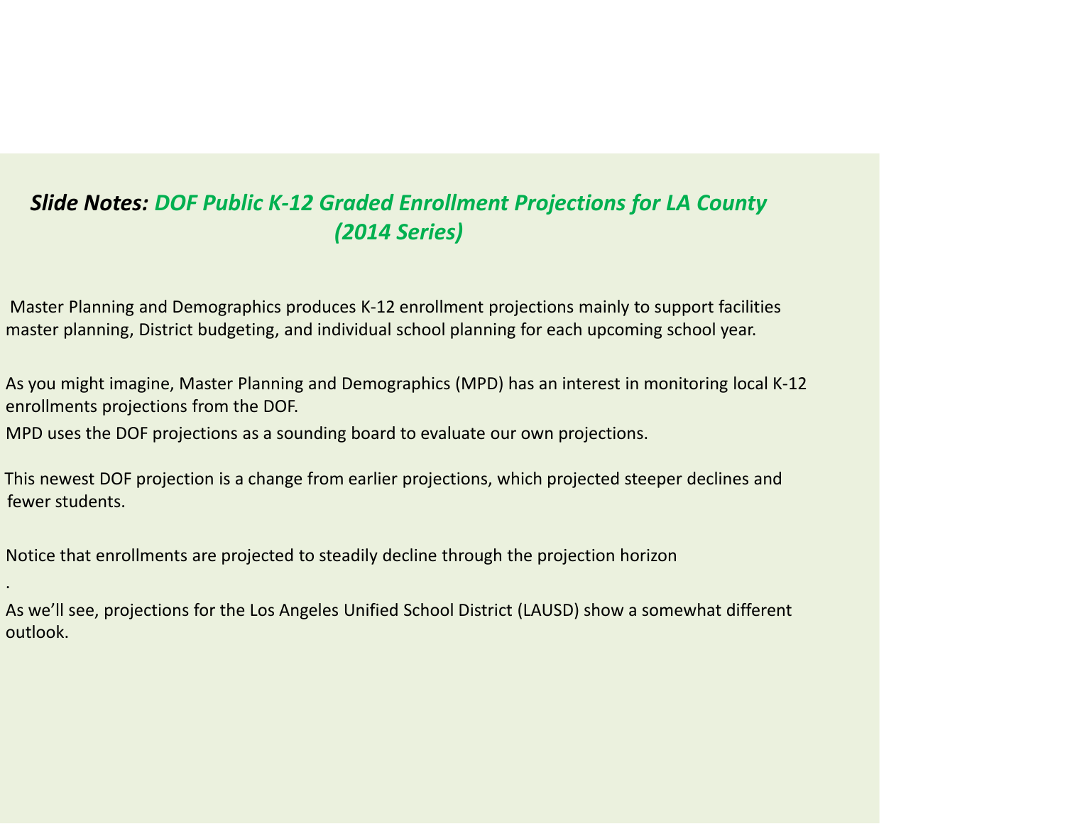## *Slide Notes:* *DOF Public K-12 Graded Enrollment Projections for LA County (2014 Series)*

Master Planning and Demographics produces K-12 enrollment projections mainly to support facilities master planning, District budgeting, and individual school planning for each upcoming school year.

As you might imagine, Master Planning and Demographics (MPD) has an interest in monitoring local K-12 enrollments projections from the DOF.

MPD uses the DOF projections as a sounding board to evaluate our own projections.

This newest DOF projection is a change from earlier projections, which projected steeper declines and fewer students.

Notice that enrollments are projected to steadily decline through the projection horizon

.

As we'll see, projections for the Los Angeles Unified School District (LAUSD) show a somewhat different outlook.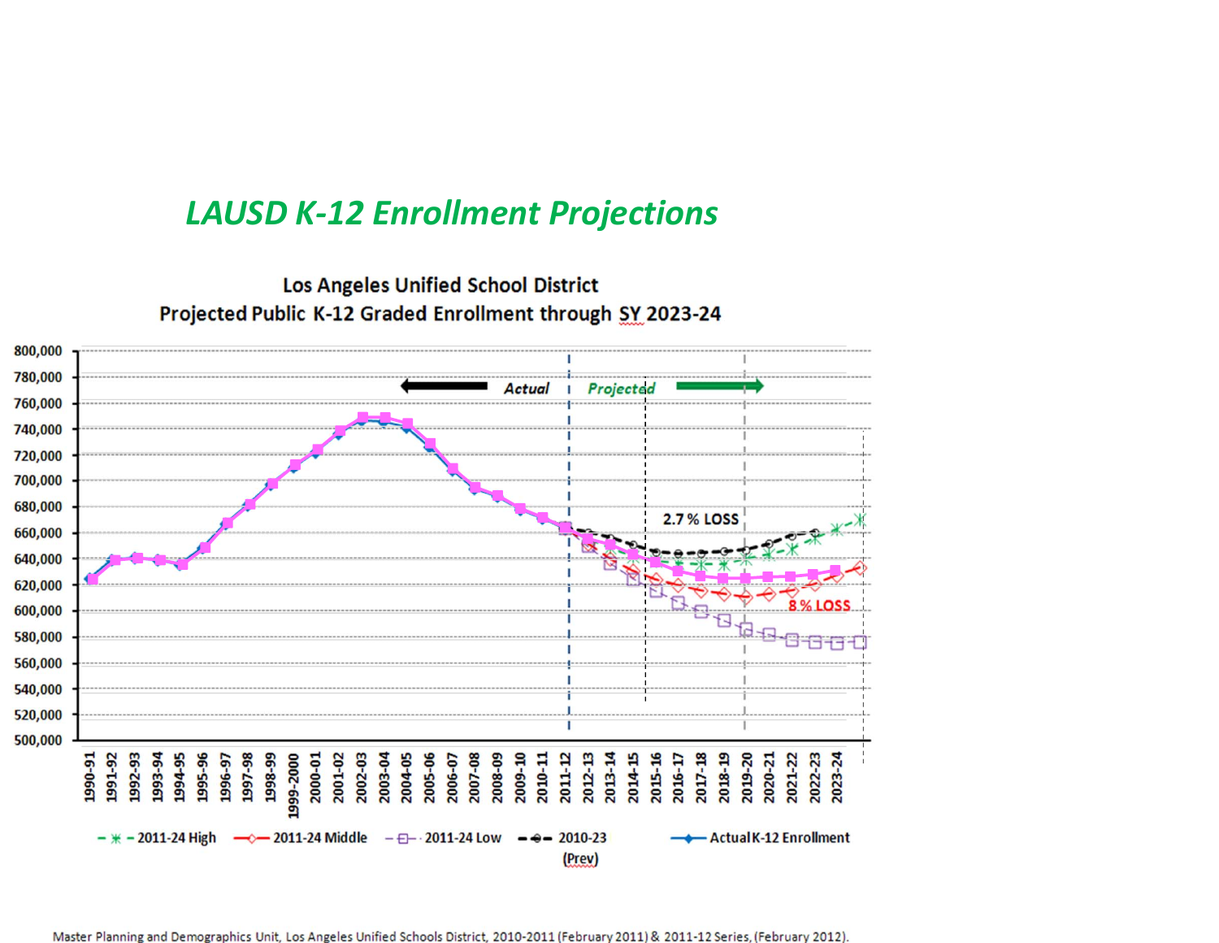# *LAUSD K-12 Enrollment Projections*

**Los Angeles Unified School District**
**Projected Public K-12 Graded Enrollment through SY 2023-24**

Actual | Projected

2.7 % LOSS

8 % LOSS

- 2011-24 High
- 2011-24 Middle
- 2011-24 Low
- 2010-23 (Prev)
- Actual K-12 Enrollment

Master Planning and Demographics Unit, Los Angeles Unified Schools District, 2010-2011 (February 2011) & 2011-12 Series, (February 2012).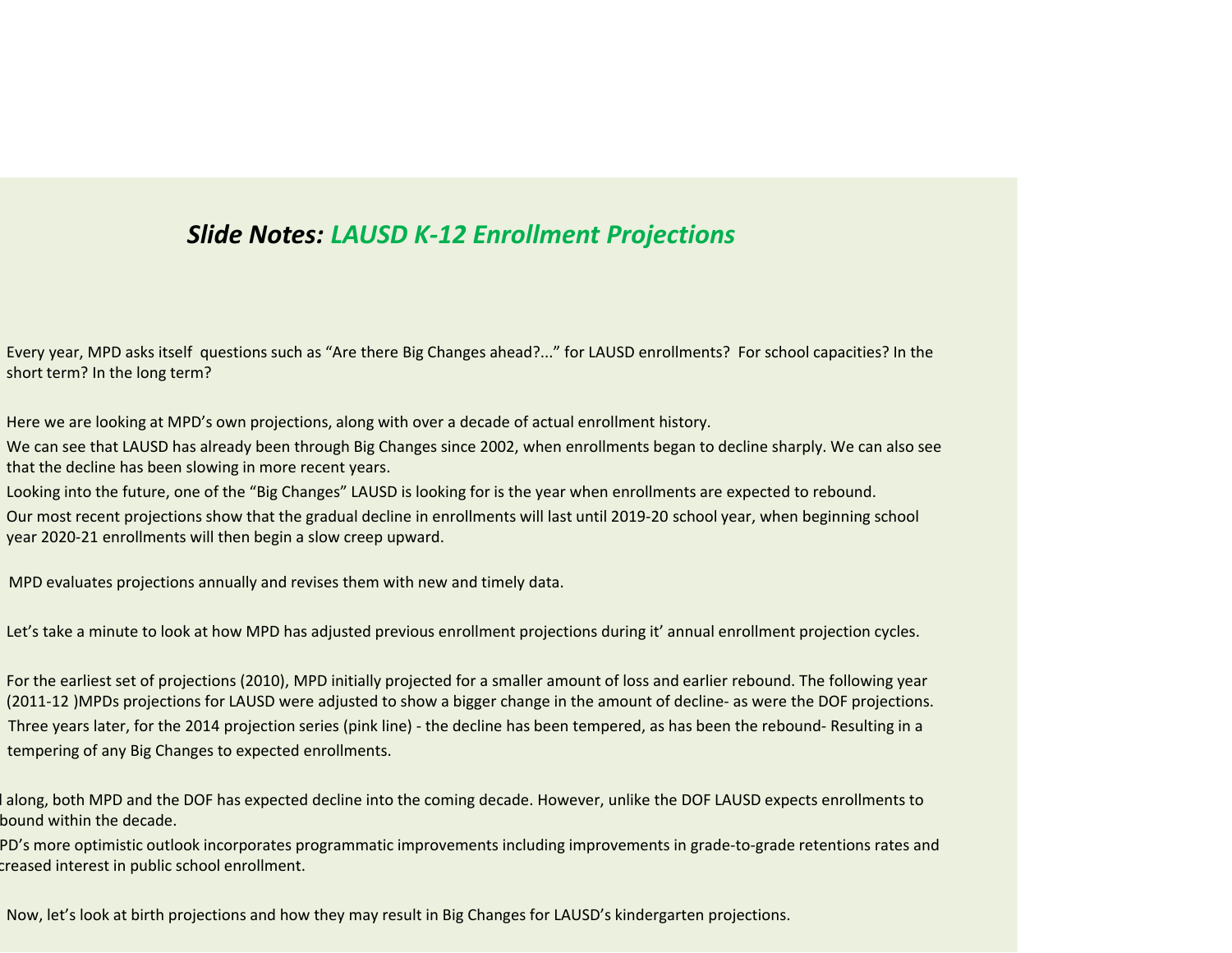## *Slide Notes:* *LAUSD K-12 Enrollment Projections*

Every year, MPD asks itself questions such as "Are there Big Changes ahead?..." for LAUSD enrollments? For school capacities? In the short term? In the long term?

Here we are looking at MPD's own projections, along with over a decade of actual enrollment history.

We can see that LAUSD has already been through Big Changes since 2002, when enrollments began to decline sharply. We can also see that the decline has been slowing in more recent years.

Looking into the future, one of the "Big Changes" LAUSD is looking for is the year when enrollments are expected to rebound.

Our most recent projections show that the gradual decline in enrollments will last until 2019-20 school year, when beginning school year 2020-21 enrollments will then begin a slow creep upward.

MPD evaluates projections annually and revises them with new and timely data.

Let's take a minute to look at how MPD has adjusted previous enrollment projections during it' annual enrollment projection cycles.

For the earliest set of projections (2010), MPD initially projected for a smaller amount of loss and earlier rebound. The following year (2011-12 )MPDs projections for LAUSD were adjusted to show a bigger change in the amount of decline- as were the DOF projections. Three years later, for the 2014 projection series (pink line) - the decline has been tempered, as has been the rebound- Resulting in a tempering of any Big Changes to expected enrollments.

l along, both MPD and the DOF has expected decline into the coming decade. However, unlike the DOF LAUSD expects enrollments to bound within the decade.

PD's more optimistic outlook incorporates programmatic improvements including improvements in grade-to-grade retentions rates and creased interest in public school enrollment.

Now, let's look at birth projections and how they may result in Big Changes for LAUSD's kindergarten projections.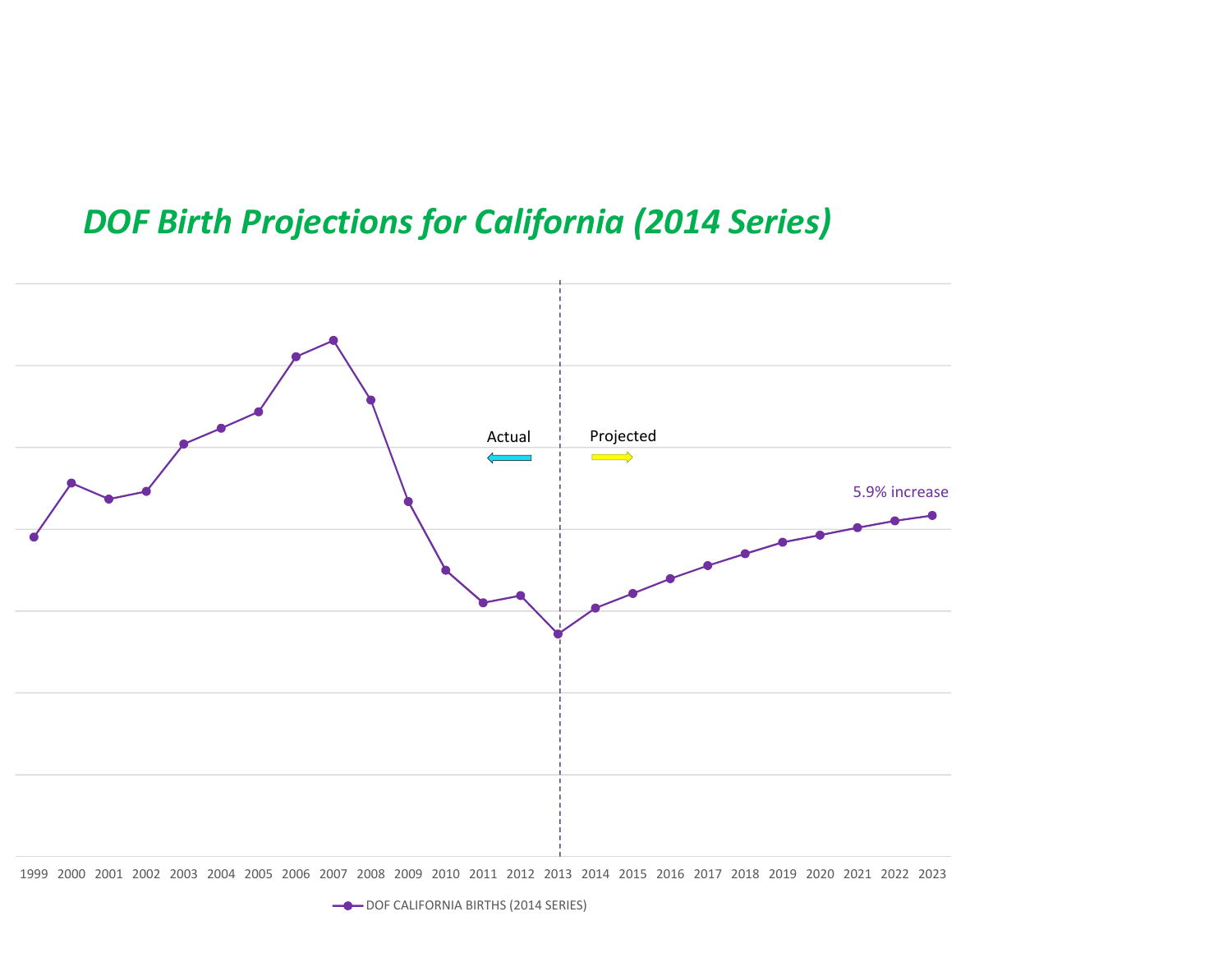# *DOF Birth Projections for California (2014 Series)*

Actual

Projected

5.9% increase

1999 2000 2001 2002 2003 2004 2005 2006 2007 2008 2009 2010 2011 2012 2013 2014 2015 2016 2017 2018 2019 2020 2021 2022 2023

DOF CALIFORNIA BIRTHS (2014 SERIES)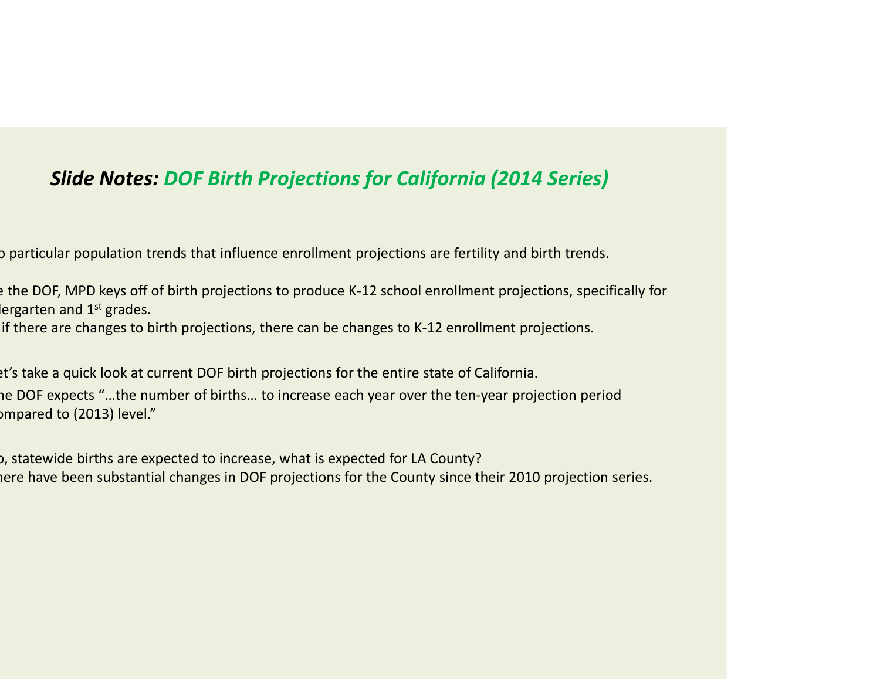## *Slide Notes:* ***DOF Birth Projections for California (2014 Series)***

o particular population trends that influence enrollment projections are fertility and birth trends.

e the DOF, MPD keys off of birth projections to produce K-12 school enrollment projections, specifically for dergarten and 1st grades.

if there are changes to birth projections, there can be changes to K-12 enrollment projections.

et's take a quick look at current DOF birth projections for the entire state of California.

he DOF expects "…the number of births… to increase each year over the ten-year projection period ompared to (2013) level."

o, statewide births are expected to increase, what is expected for LA County?

here have been substantial changes in DOF projections for the County since their 2010 projection series.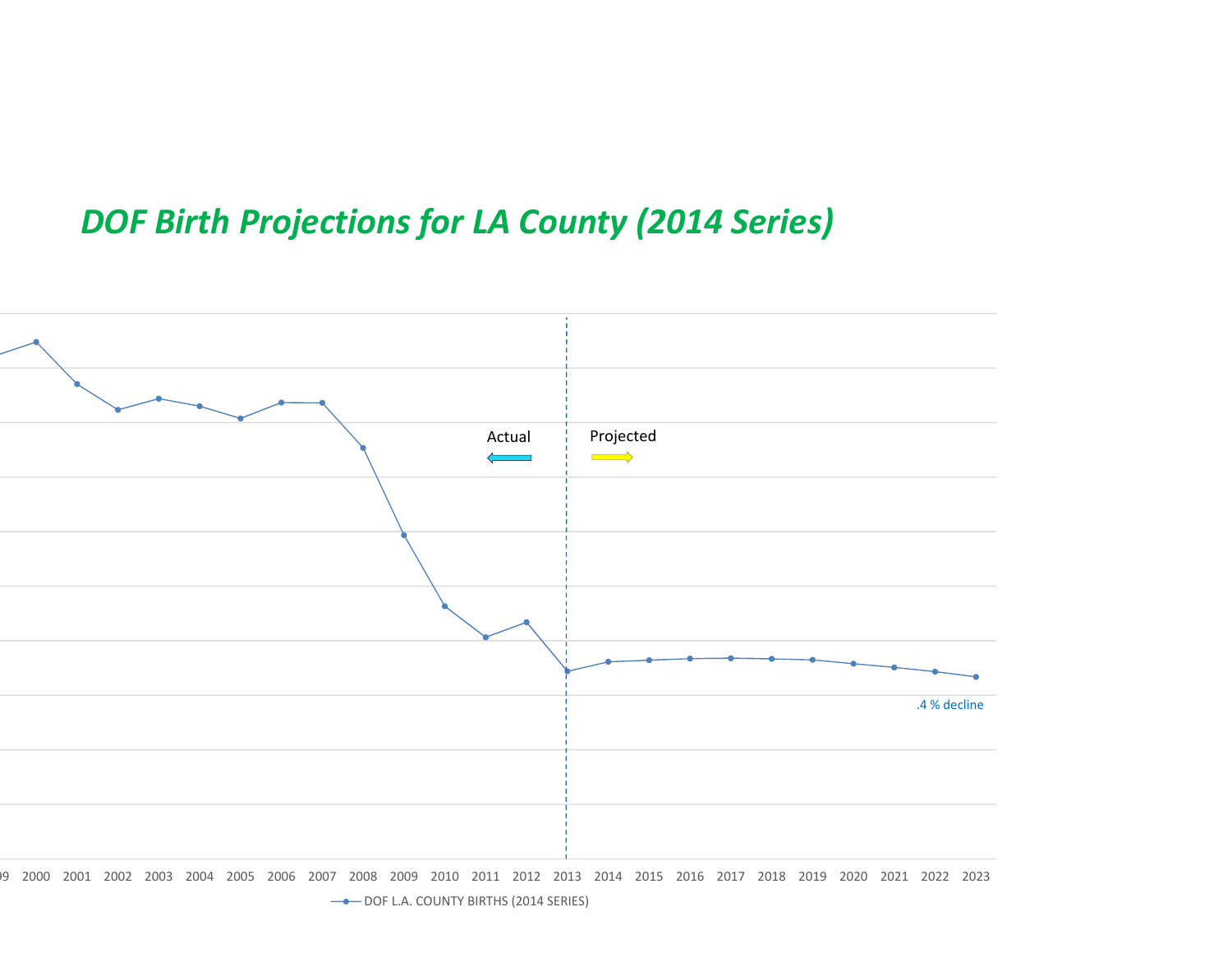# *DOF Birth Projections for LA County (2014 Series)*

Actual

Projected

.4 % decline

99 2000 2001 2002 2003 2004 2005 2006 2007 2008 2009 2010 2011 2012 2013 2014 2015 2016 2017 2018 2019 2020 2021 2022 2023

DOF L.A. COUNTY BIRTHS (2014 SERIES)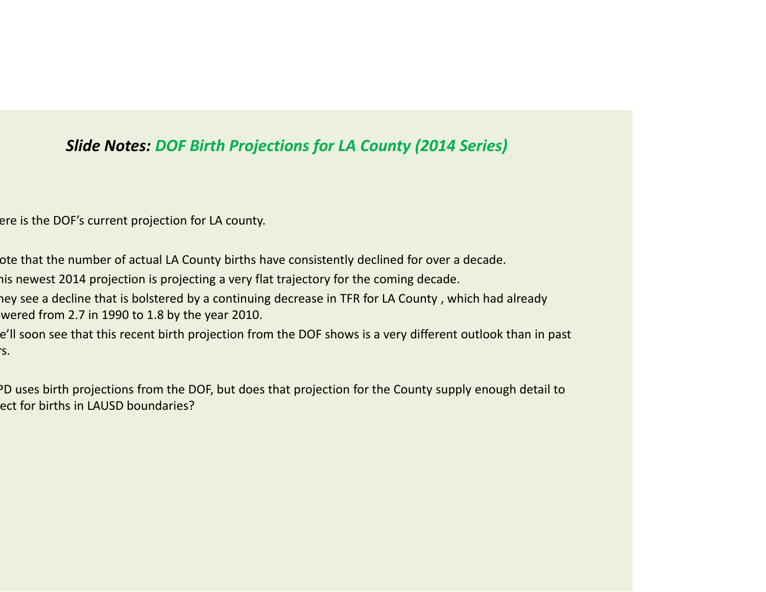***Slide Notes:** DOF Birth Projections for LA County (2014 Series)*

ere is the DOF's current projection for LA county.

ote that the number of actual LA County births have consistently declined for over a decade.

his newest 2014 projection is projecting a very flat trajectory for the coming decade.

hey see a decline that is bolstered by a continuing decrease in TFR for LA County , which had already wered from 2.7 in 1990 to 1.8 by the year 2010.

e'll soon see that this recent birth projection from the DOF shows is a very different outlook than in past rs.

PD uses birth projections from the DOF, but does that projection for the County supply enough detail to ect for births in LAUSD boundaries?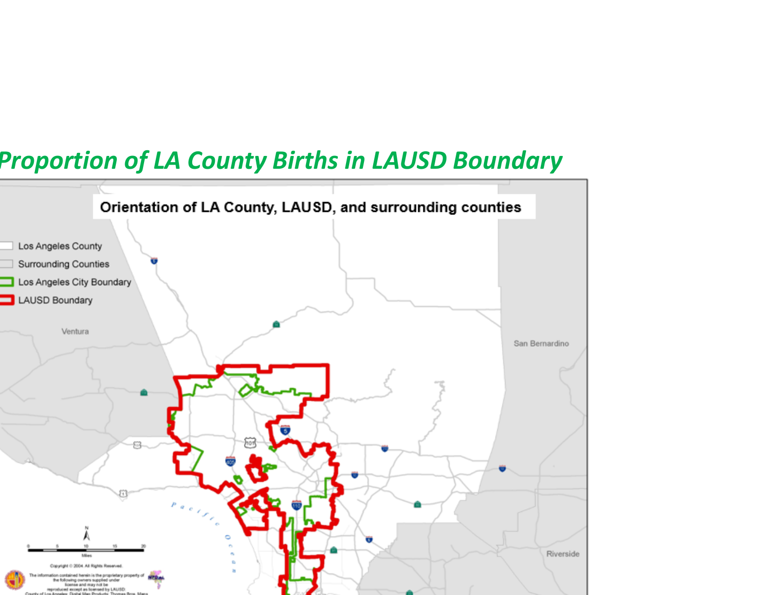# Proportion of LA County Births in LAUSD Boundary

**Orientation of LA County, LAUSD, and surrounding counties**

- Los Angeles County
- Surrounding Counties
- Los Angeles City Boundary
- LAUSD Boundary

Ventura

San Bernardino

Riverside

Pacific Ocean

Miles

Copyright © 2004. All Rights Reserved.

The information contained herein is the proprietary property of the following owners supplied under license and may not be reproduced except as licensed by LAUSD: County of Los Angeles, Digital Map Products, Thomas Bros. Maps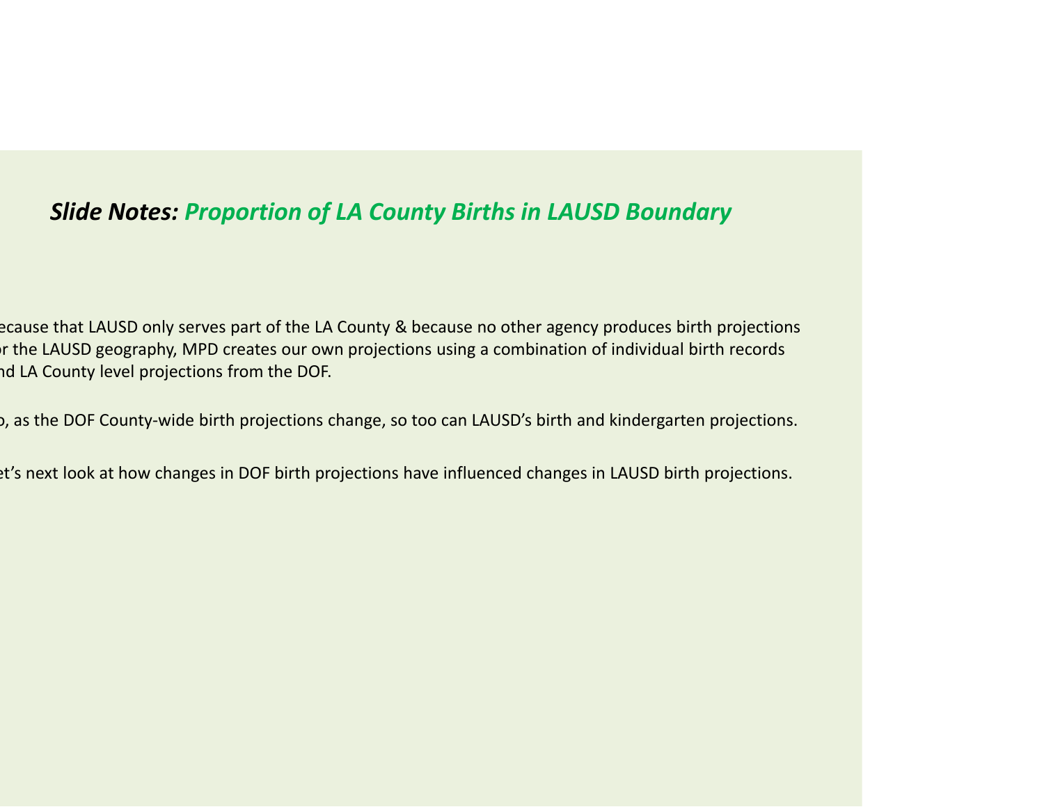### *Slide Notes: Proportion of LA County Births in LAUSD Boundary*

ecause that LAUSD only serves part of the LA County & because no other agency produces birth projections or the LAUSD geography, MPD creates our own projections using a combination of individual birth records nd LA County level projections from the DOF.

o, as the DOF County-wide birth projections change, so too can LAUSD's birth and kindergarten projections.

et's next look at how changes in DOF birth projections have influenced changes in LAUSD birth projections.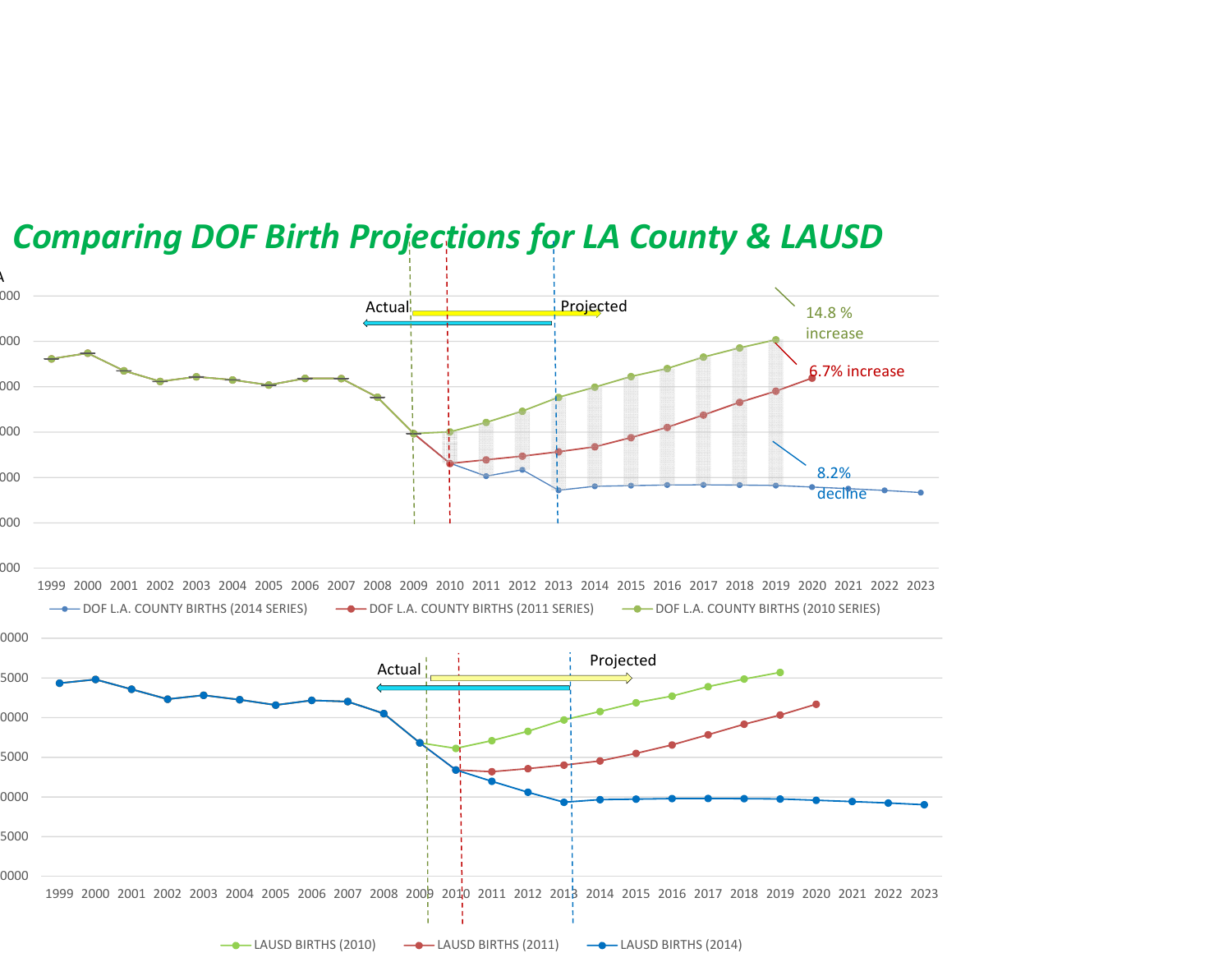# Comparing DOF Birth Projections for LA County & LAUSD

Actual

Projected

14.8 % increase

6.7% increase

8.2% decline

1999 2000 2001 2002 2003 2004 2005 2006 2007 2008 2009 2010 2011 2012 2013 2014 2015 2016 2017 2018 2019 2020 2021 2022 2023

DOF L.A. COUNTY BIRTHS (2014 SERIES) DOF L.A. COUNTY BIRTHS (2011 SERIES) DOF L.A. COUNTY BIRTHS (2010 SERIES)

Actual

Projected

1999 2000 2001 2002 2003 2004 2005 2006 2007 2008 2009 2010 2011 2012 2013 2014 2015 2016 2017 2018 2019 2020 2021 2022 2023

LAUSD BIRTHS (2010) LAUSD BIRTHS (2011) LAUSD BIRTHS (2014)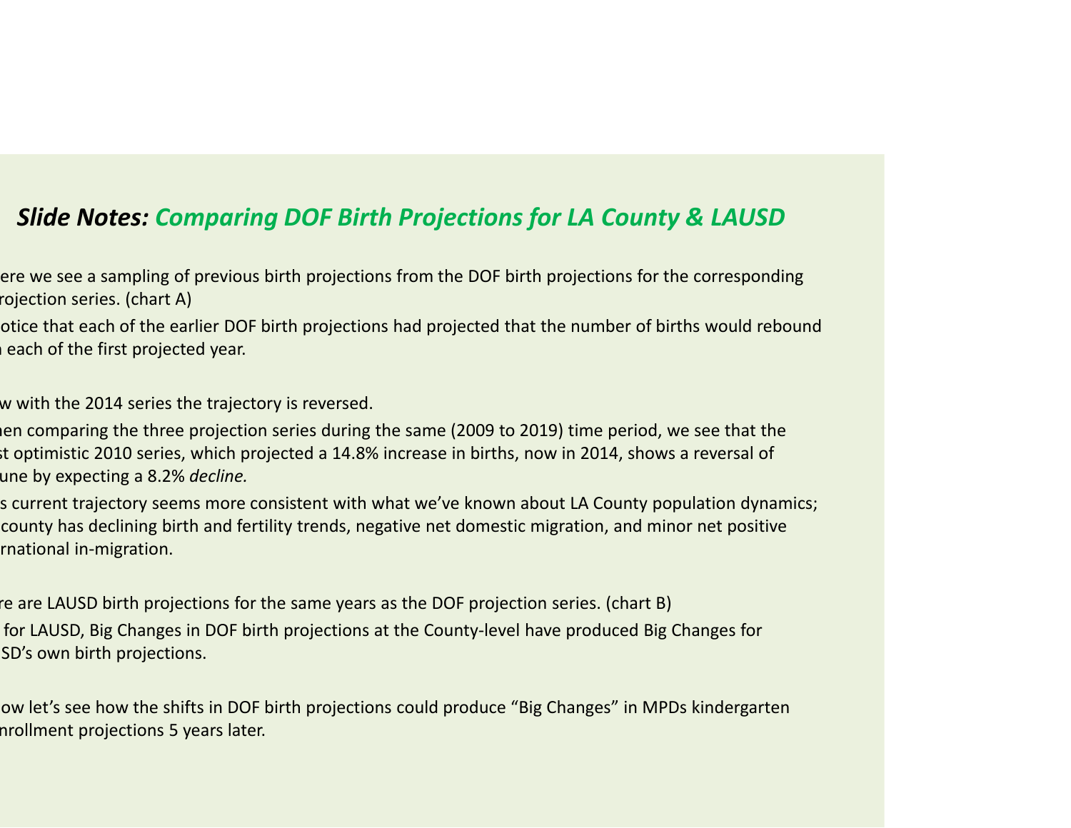## *Slide Notes:* Comparing DOF Birth Projections for LA County & LAUSD

ere we see a sampling of previous birth projections from the DOF birth projections for the corresponding rojection series. (chart A)

otice that each of the earlier DOF birth projections had projected that the number of births would rebound each of the first projected year.

w with the 2014 series the trajectory is reversed.

nen comparing the three projection series during the same (2009 to 2019) time period, we see that the st optimistic 2010 series, which projected a 14.8% increase in births, now in 2014, shows a reversal of une by expecting a 8.2% *decline.*

s current trajectory seems more consistent with what we've known about LA County population dynamics; county has declining birth and fertility trends, negative net domestic migration, and minor net positive rnational in-migration.

re are LAUSD birth projections for the same years as the DOF projection series. (chart B)

for LAUSD, Big Changes in DOF birth projections at the County-level have produced Big Changes for SD's own birth projections.

ow let's see how the shifts in DOF birth projections could produce "Big Changes" in MPDs kindergarten nrollment projections 5 years later.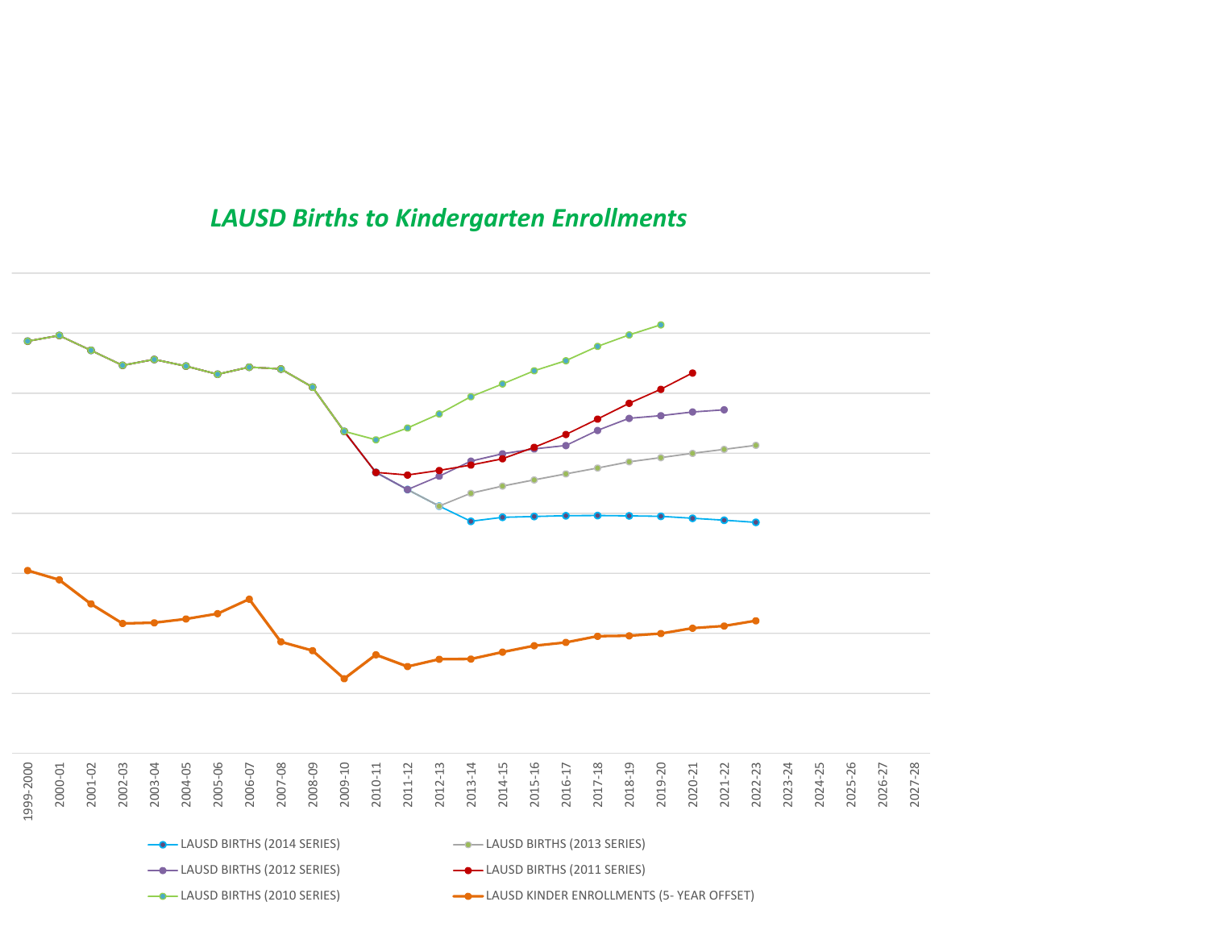## *LAUSD Births to Kindergarten Enrollments*

1999-2000, 2000-01, 2001-02, 2002-03, 2003-04, 2004-05, 2005-06, 2006-07, 2007-08, 2008-09, 2009-10, 2010-11, 2011-12, 2012-13, 2013-14, 2014-15, 2015-16, 2016-17, 2017-18, 2018-19, 2019-20, 2020-21, 2021-22, 2022-23, 2023-24, 2024-25, 2025-26, 2026-27, 2027-28

- LAUSD BIRTHS (2014 SERIES)
- LAUSD BIRTHS (2013 SERIES)
- LAUSD BIRTHS (2012 SERIES)
- LAUSD BIRTHS (2011 SERIES)
- LAUSD BIRTHS (2010 SERIES)
- LAUSD KINDER ENROLLMENTS (5- YEAR OFFSET)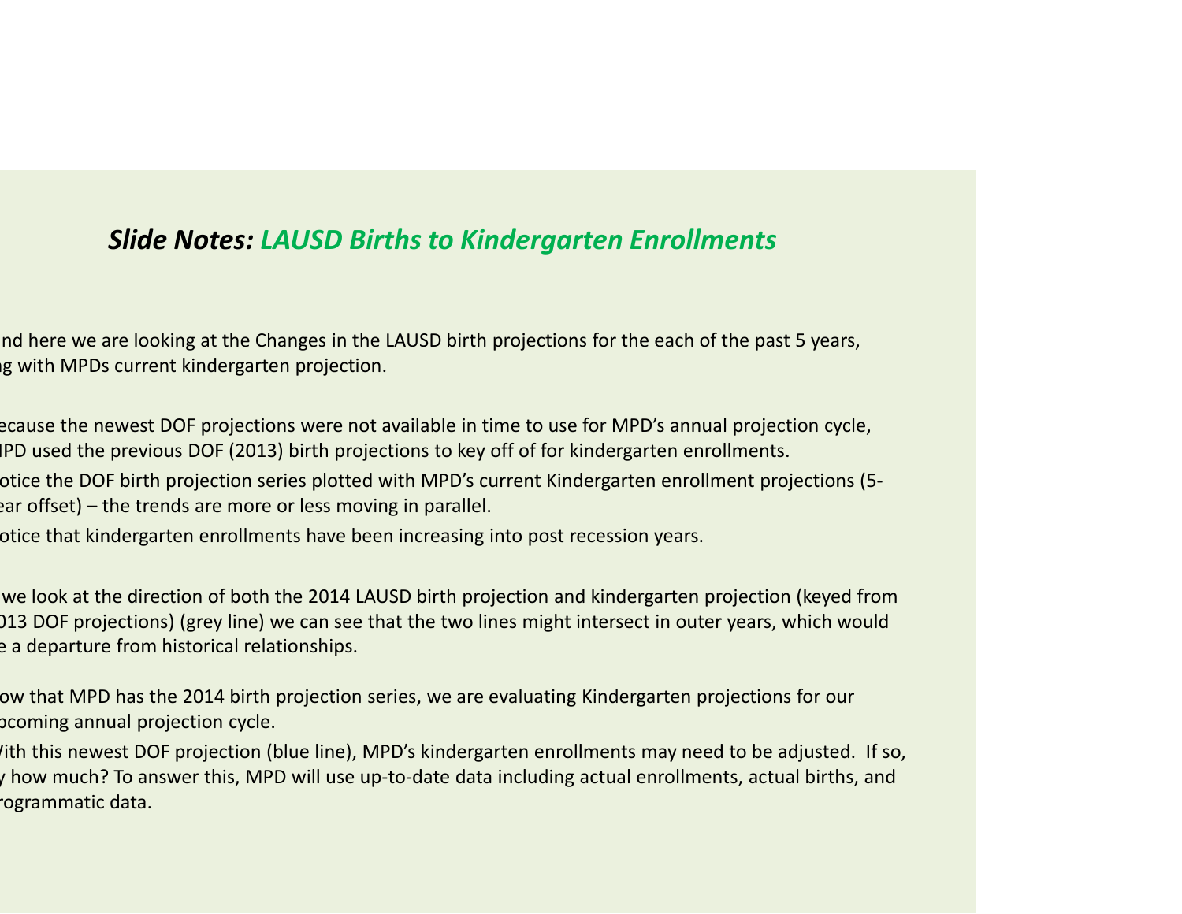# *Slide Notes: LAUSD Births to Kindergarten Enrollments*

nd here we are looking at the Changes in the LAUSD birth projections for the each of the past 5 years, g with MPDs current kindergarten projection.

ecause the newest DOF projections were not available in time to use for MPD's annual projection cycle, PD used the previous DOF (2013) birth projections to key off of for kindergarten enrollments.

otice the DOF birth projection series plotted with MPD's current Kindergarten enrollment projections (5-ear offset) – the trends are more or less moving in parallel.

otice that kindergarten enrollments have been increasing into post recession years.

we look at the direction of both the 2014 LAUSD birth projection and kindergarten projection (keyed from 013 DOF projections) (grey line) we can see that the two lines might intersect in outer years, which would e a departure from historical relationships.

ow that MPD has the 2014 birth projection series, we are evaluating Kindergarten projections for our pcoming annual projection cycle.

Vith this newest DOF projection (blue line), MPD's kindergarten enrollments may need to be adjusted. If so, y how much? To answer this, MPD will use up-to-date data including actual enrollments, actual births, and rogrammatic data.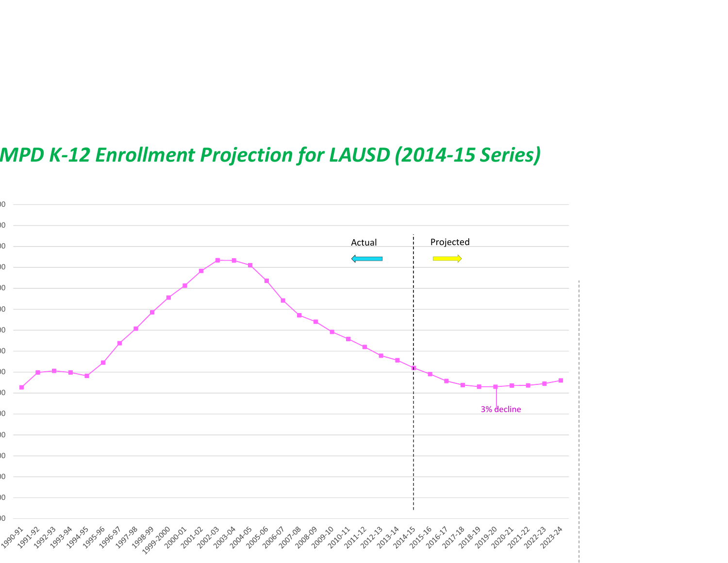# MPD K-12 Enrollment Projection for LAUSD (2014-15 Series)

Actual

Projected

3% decline

1990-91, 1991-92, 1992-93, 1993-94, 1994-95, 1995-96, 1996-97, 1997-98, 1998-99, 1999-2000, 2000-01, 2001-02, 2002-03, 2003-04, 2004-05, 2005-06, 2006-07, 2007-08, 2008-09, 2009-10, 2010-11, 2011-12, 2012-13, 2013-14, 2014-15, 2015-16, 2016-17, 2017-18, 2018-19, 2019-20, 2020-21, 2021-22, 2022-23, 2023-24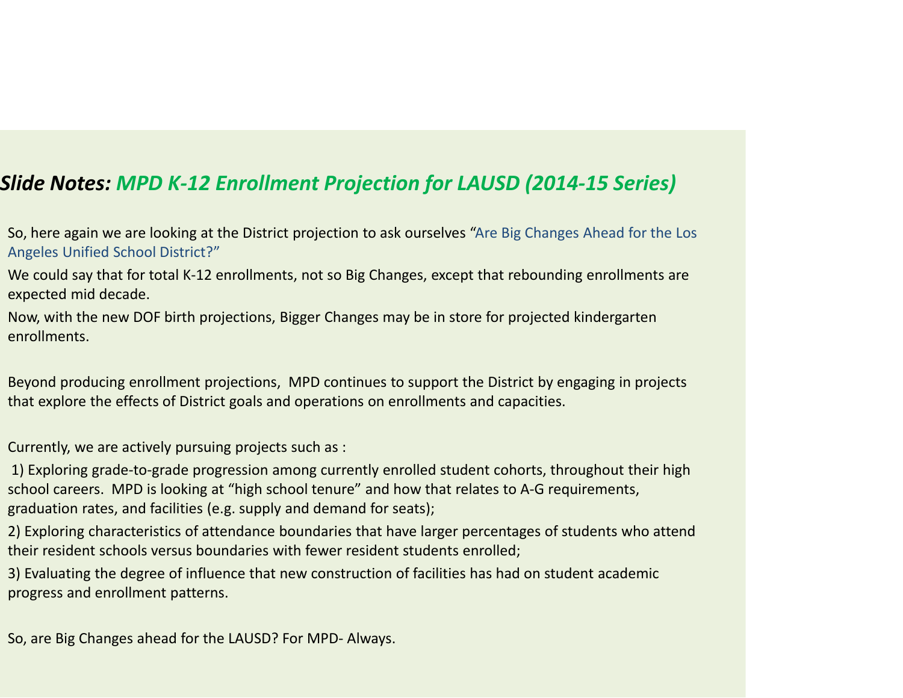# *Slide Notes: MPD K-12 Enrollment Projection for LAUSD (2014-15 Series)*

So, here again we are looking at the District projection to ask ourselves "Are Big Changes Ahead for the Los Angeles Unified School District?"

We could say that for total K-12 enrollments, not so Big Changes, except that rebounding enrollments are expected mid decade.

Now, with the new DOF birth projections, Bigger Changes may be in store for projected kindergarten enrollments.

Beyond producing enrollment projections, MPD continues to support the District by engaging in projects that explore the effects of District goals and operations on enrollments and capacities.

Currently, we are actively pursuing projects such as :

1) Exploring grade-to-grade progression among currently enrolled student cohorts, throughout their high school careers. MPD is looking at "high school tenure" and how that relates to A-G requirements, graduation rates, and facilities (e.g. supply and demand for seats);

2) Exploring characteristics of attendance boundaries that have larger percentages of students who attend their resident schools versus boundaries with fewer resident students enrolled;

3) Evaluating the degree of influence that new construction of facilities has had on student academic progress and enrollment patterns.

So, are Big Changes ahead for the LAUSD? For MPD- Always.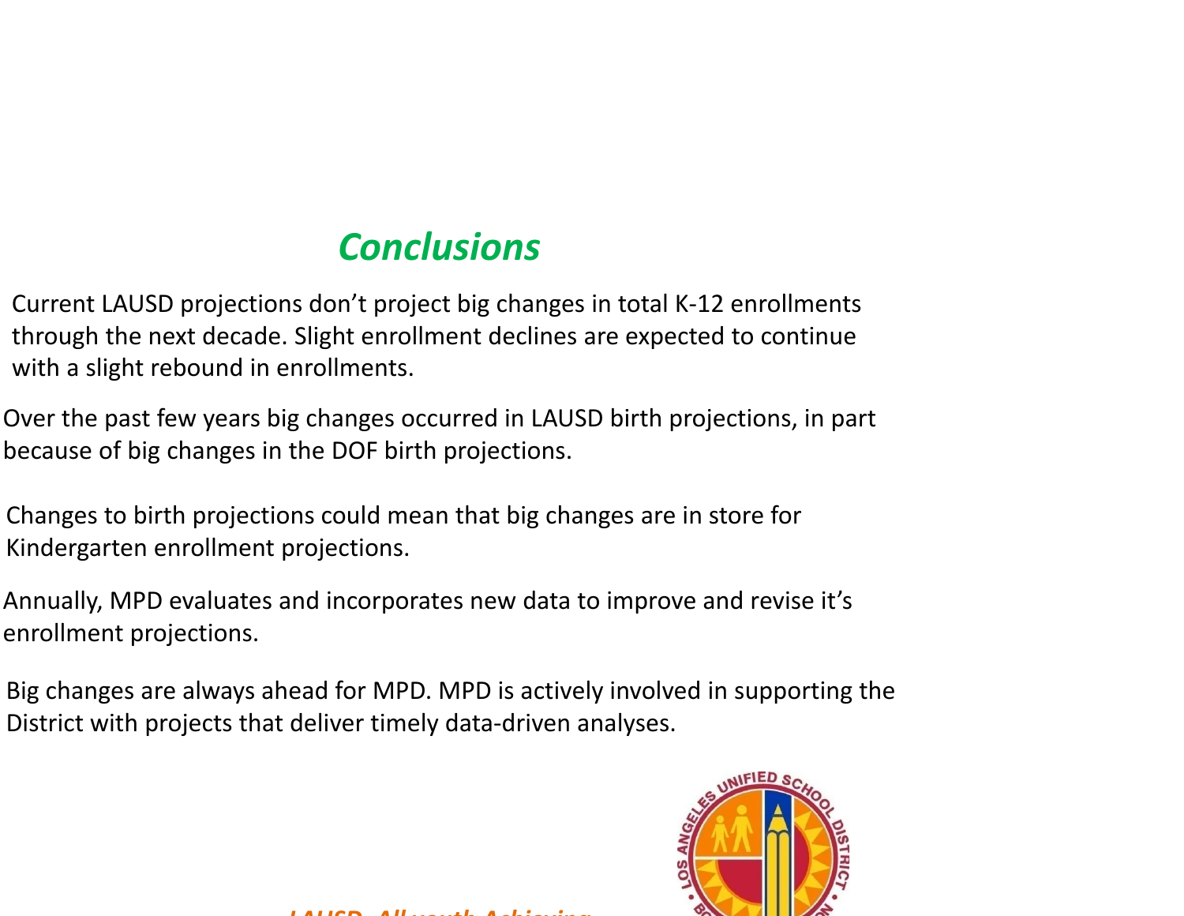## Conclusions

Current LAUSD projections don't project big changes in total K-12 enrollments through the next decade. Slight enrollment declines are expected to continue with a slight rebound in enrollments.

Over the past few years big changes occurred in LAUSD birth projections, in part because of big changes in the DOF birth projections.

Changes to birth projections could mean that big changes are in store for Kindergarten enrollment projections.

Annually, MPD evaluates and incorporates new data to improve and revise it's enrollment projections.

Big changes are always ahead for MPD. MPD is actively involved in supporting the District with projects that deliver timely data-driven analyses.

*LAUSD- All youth Achieving*